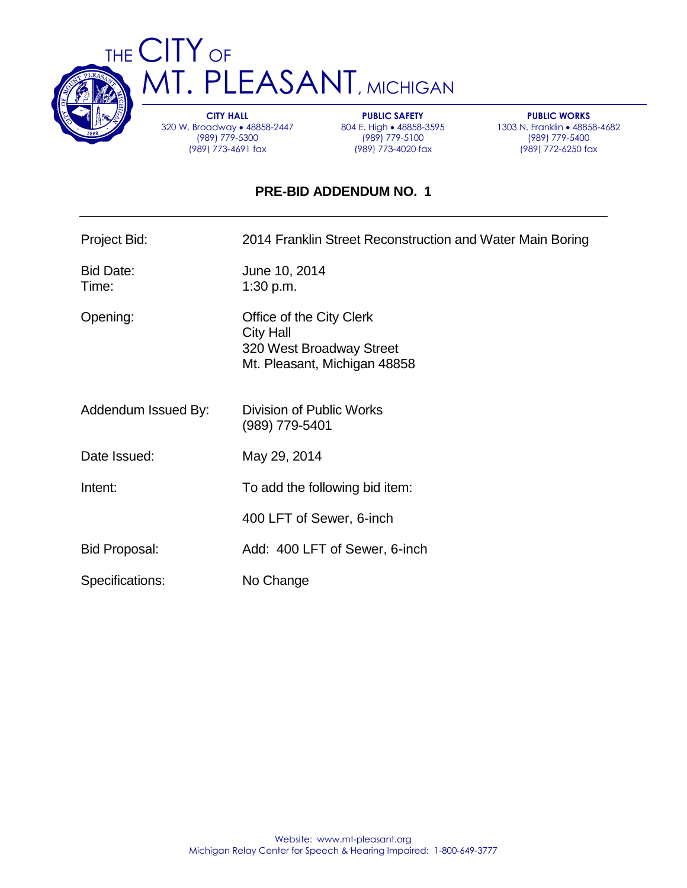# THE CITY OF MT. PLEASANT, MICHIGAN

| CITY HALL | PUBLIC SAFETY | PUBLIC WORKS |
|---|---|---|
| 320 W. Broadway • 48858-2447 | 804 E. High • 48858-3595 | 1303 N. Franklin • 48858-4682 |
| (989) 779-5300 | (989) 779-5100 | (989) 779-5400 |
| (989) 773-4691 fax | (989) 773-4020 fax | (989) 772-6250 fax |

## PRE-BID ADDENDUM NO. 1

---

| | |
|---|---|
| Project Bid: | 2014 Franklin Street Reconstruction and Water Main Boring |
| Bid Date: | June 10, 2014 |
| Time: | 1:30 p.m. |
| Opening: | Office of the City Clerk<br>City Hall<br>320 West Broadway Street<br>Mt. Pleasant, Michigan 48858 |
| Addendum Issued By: | Division of Public Works<br>(989) 779-5401 |
| Date Issued: | May 29, 2014 |
| Intent: | To add the following bid item:<br><br>400 LFT of Sewer, 6-inch |
| Bid Proposal: | Add: 400 LFT of Sewer, 6-inch |
| Specifications: | No Change |

Website: www.mt-pleasant.org
Michigan Relay Center for Speech & Hearing Impaired: 1-800-649-3777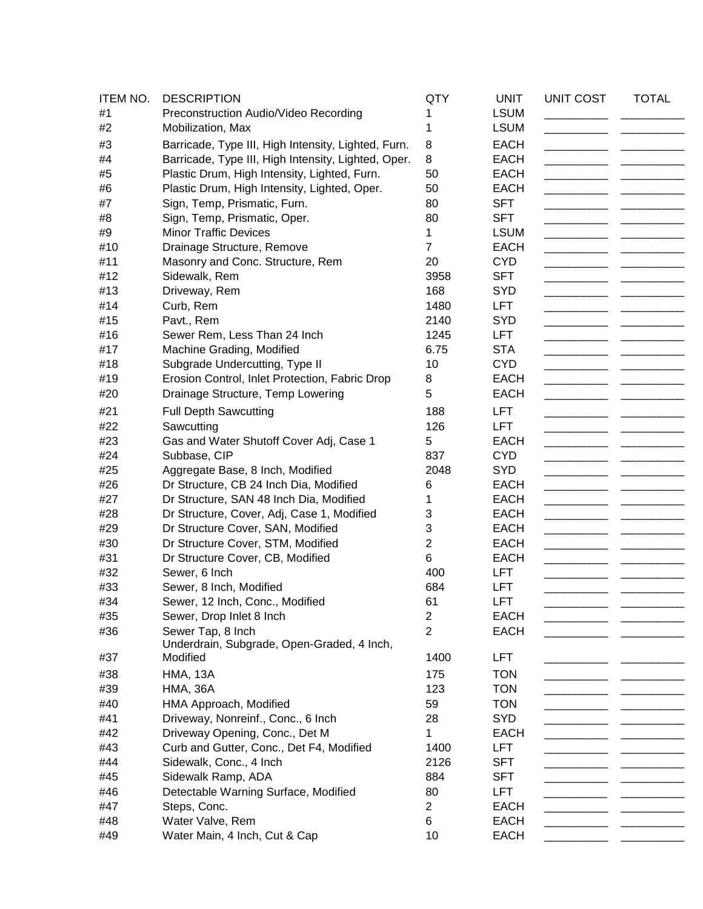| ITEM NO. | DESCRIPTION | QTY | UNIT | UNIT COST | TOTAL |
|---|---|---|---|---|---|
| #1 | Preconstruction Audio/Video Recording | 1 | LSUM | __________ | __________ |
| #2 | Mobilization, Max | 1 | LSUM | __________ | __________ |
| #3 | Barricade, Type III, High Intensity, Lighted, Furn. | 8 | EACH | __________ | __________ |
| #4 | Barricade, Type III, High Intensity, Lighted, Oper. | 8 | EACH | __________ | __________ |
| #5 | Plastic Drum, High Intensity, Lighted, Furn. | 50 | EACH | __________ | __________ |
| #6 | Plastic Drum, High Intensity, Lighted, Oper. | 50 | EACH | __________ | __________ |
| #7 | Sign, Temp, Prismatic, Furn. | 80 | SFT | __________ | __________ |
| #8 | Sign, Temp, Prismatic, Oper. | 80 | SFT | __________ | __________ |
| #9 | Minor Traffic Devices | 1 | LSUM | __________ | __________ |
| #10 | Drainage Structure, Remove | 7 | EACH | __________ | __________ |
| #11 | Masonry and Conc. Structure, Rem | 20 | CYD | __________ | __________ |
| #12 | Sidewalk, Rem | 3958 | SFT | __________ | __________ |
| #13 | Driveway, Rem | 168 | SYD | __________ | __________ |
| #14 | Curb, Rem | 1480 | LFT | __________ | __________ |
| #15 | Pavt., Rem | 2140 | SYD | __________ | __________ |
| #16 | Sewer Rem, Less Than 24 Inch | 1245 | LFT | __________ | __________ |
| #17 | Machine Grading, Modified | 6.75 | STA | __________ | __________ |
| #18 | Subgrade Undercutting, Type II | 10 | CYD | __________ | __________ |
| #19 | Erosion Control, Inlet Protection, Fabric Drop | 8 | EACH | __________ | __________ |
| #20 | Drainage Structure, Temp Lowering | 5 | EACH | __________ | __________ |
| #21 | Full Depth Sawcutting | 188 | LFT | __________ | __________ |
| #22 | Sawcutting | 126 | LFT | __________ | __________ |
| #23 | Gas and Water Shutoff Cover Adj, Case 1 | 5 | EACH | __________ | __________ |
| #24 | Subbase, CIP | 837 | CYD | __________ | __________ |
| #25 | Aggregate Base, 8 Inch, Modified | 2048 | SYD | __________ | __________ |
| #26 | Dr Structure, CB 24 Inch Dia, Modified | 6 | EACH | __________ | __________ |
| #27 | Dr Structure, SAN 48 Inch Dia, Modified | 1 | EACH | __________ | __________ |
| #28 | Dr Structure, Cover, Adj, Case 1, Modified | 3 | EACH | __________ | __________ |
| #29 | Dr Structure Cover, SAN, Modified | 3 | EACH | __________ | __________ |
| #30 | Dr Structure Cover, STM, Modified | 2 | EACH | __________ | __________ |
| #31 | Dr Structure Cover, CB, Modified | 6 | EACH | __________ | __________ |
| #32 | Sewer, 6 Inch | 400 | LFT | __________ | __________ |
| #33 | Sewer, 8 Inch, Modified | 684 | LFT | __________ | __________ |
| #34 | Sewer, 12 Inch, Conc., Modified | 61 | LFT | __________ | __________ |
| #35 | Sewer, Drop Inlet 8 Inch | 2 | EACH | __________ | __________ |
| #36 | Sewer Tap, 8 Inch | 2 | EACH | __________ | __________ |
| #37 | Underdrain, Subgrade, Open-Graded, 4 Inch, Modified | 1400 | LFT | __________ | __________ |
| #38 | HMA, 13A | 175 | TON | __________ | __________ |
| #39 | HMA, 36A | 123 | TON | __________ | __________ |
| #40 | HMA Approach, Modified | 59 | TON | __________ | __________ |
| #41 | Driveway, Nonreinf., Conc., 6 Inch | 28 | SYD | __________ | __________ |
| #42 | Driveway Opening, Conc., Det M | 1 | EACH | __________ | __________ |
| #43 | Curb and Gutter, Conc., Det F4, Modified | 1400 | LFT | __________ | __________ |
| #44 | Sidewalk, Conc., 4 Inch | 2126 | SFT | __________ | __________ |
| #45 | Sidewalk Ramp, ADA | 884 | SFT | __________ | __________ |
| #46 | Detectable Warning Surface, Modified | 80 | LFT | __________ | __________ |
| #47 | Steps, Conc. | 2 | EACH | __________ | __________ |
| #48 | Water Valve, Rem | 6 | EACH | __________ | __________ |
| #49 | Water Main, 4 Inch, Cut & Cap | 10 | EACH | __________ | __________ |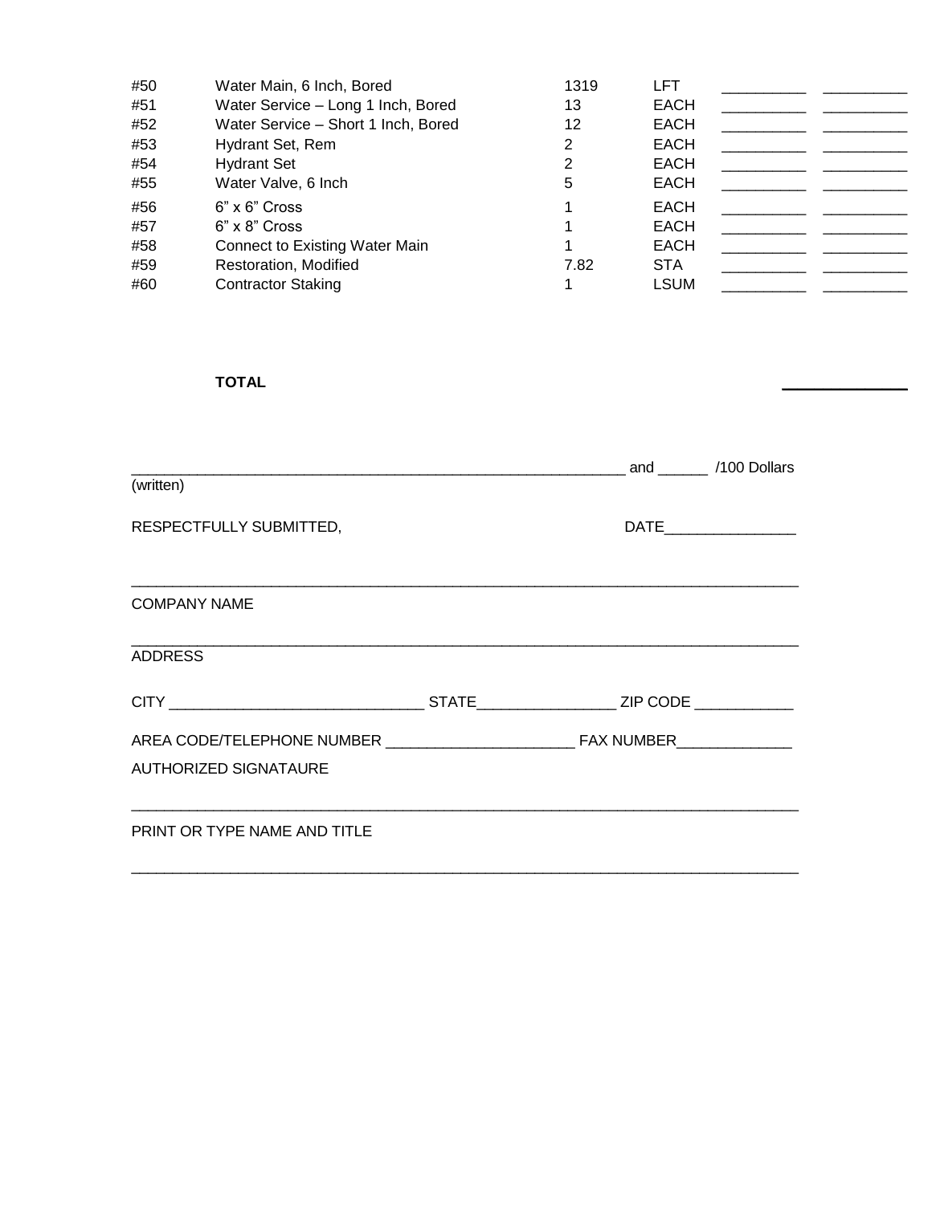| | | | | | |
|---|---|---|---|---|---|
| #50 | Water Main, 6 Inch, Bored | 1319 | LFT | __________ | __________ |
| #51 | Water Service – Long 1 Inch, Bored | 13 | EACH | __________ | __________ |
| #52 | Water Service – Short 1 Inch, Bored | 12 | EACH | __________ | __________ |
| #53 | Hydrant Set, Rem | 2 | EACH | __________ | __________ |
| #54 | Hydrant Set | 2 | EACH | __________ | __________ |
| #55 | Water Valve, 6 Inch | 5 | EACH | __________ | __________ |
| #56 | 6" x 6" Cross | 1 | EACH | __________ | __________ |
| #57 | 6" x 8" Cross | 1 | EACH | __________ | __________ |
| #58 | Connect to Existing Water Main | 1 | EACH | __________ | __________ |
| #59 | Restoration, Modified | 7.82 | STA | __________ | __________ |
| #60 | Contractor Staking | 1 | LSUM | __________ | __________ |

**TOTAL** _______________

______________________________________________________________ and ______ /100 Dollars
(written)

RESPECTFULLY SUBMITTED, DATE________________

________________________________________________________________________________
COMPANY NAME

________________________________________________________________________________
ADDRESS

CITY _______________________________ STATE_________________ ZIP CODE ____________

AREA CODE/TELEPHONE NUMBER _______________________ FAX NUMBER______________

AUTHORIZED SIGNATAURE

________________________________________________________________________________
PRINT OR TYPE NAME AND TITLE

________________________________________________________________________________